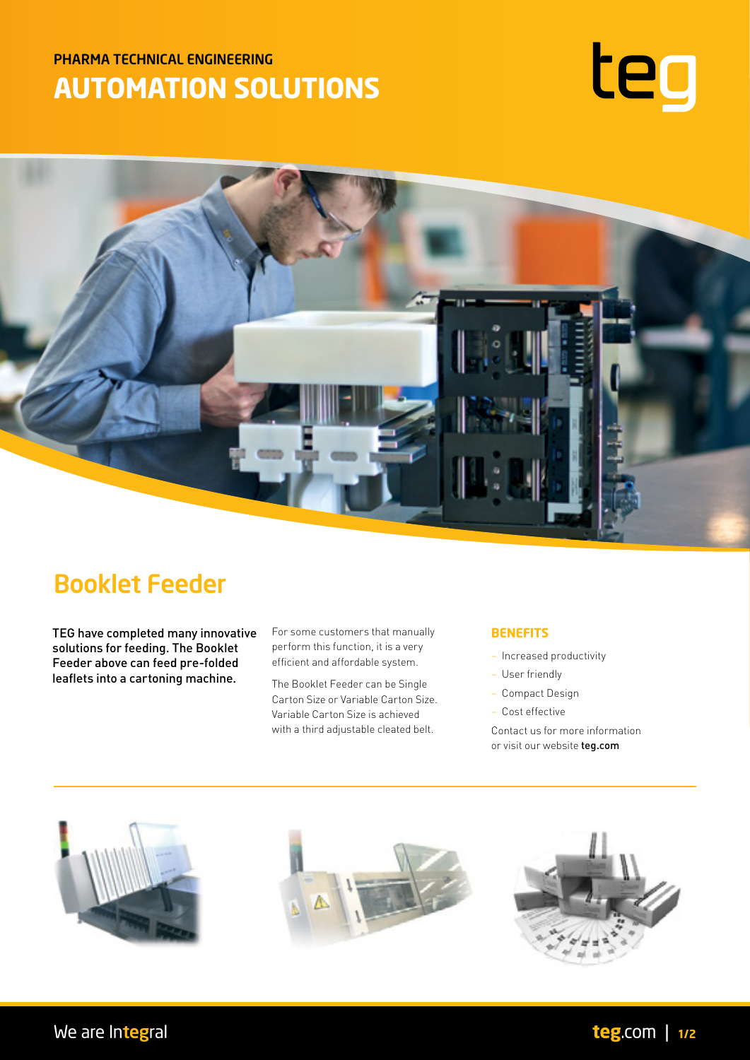PHARMA TECHNICAL ENGINEERING

# AUTOMATION SOLUTIONS

teg

## Booklet Feeder

**TEG have completed many innovative solutions for feeding. The Booklet Feeder above can feed pre-folded leaflets into a cartoning machine.**

For some customers that manually perform this function, it is a very efficient and affordable system.

The Booklet Feeder can be Single Carton Size or Variable Carton Size. Variable Carton Size is achieved with a third adjustable cleated belt.

### BENEFITS

- Increased productivity
- User friendly
- Compact Design
- Cost effective

Contact us for more information or visit our website **teg.com**

We are In**teg**ral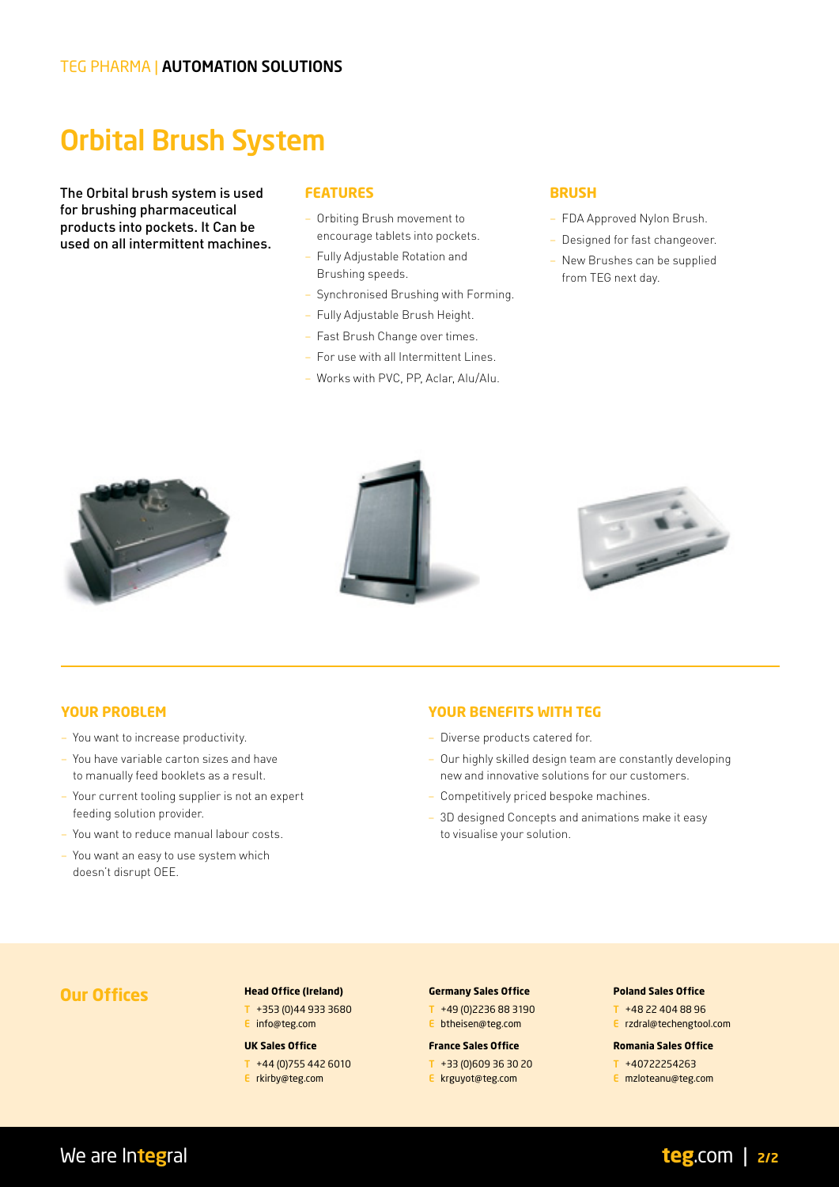TEG PHARMA | **AUTOMATION SOLUTIONS**

# Orbital Brush System

The Orbital brush system is used for brushing pharmaceutical products into pockets. It Can be used on all intermittent machines.

## FEATURES

- Orbiting Brush movement to encourage tablets into pockets.
- Fully Adjustable Rotation and Brushing speeds.
- Synchronised Brushing with Forming.
- Fully Adjustable Brush Height.
- Fast Brush Change over times.
- For use with all Intermittent Lines.
- Works with PVC, PP, Aclar, Alu/Alu.

## BRUSH

- FDA Approved Nylon Brush.
- Designed for fast changeover.
- New Brushes can be supplied from TEG next day.

## YOUR PROBLEM

- You want to increase productivity.
- You have variable carton sizes and have to manually feed booklets as a result.
- Your current tooling supplier is not an expert feeding solution provider.
- You want to reduce manual labour costs.
- You want an easy to use system which doesn't disrupt OEE.

## YOUR BENEFITS WITH TEG

- Diverse products catered for.
- Our highly skilled design team are constantly developing new and innovative solutions for our customers.
- Competitively priced bespoke machines.
- 3D designed Concepts and animations make it easy to visualise your solution.

## Our Offices

**Head Office (Ireland)**
T +353 (0)44 933 3680
E info@teg.com

**UK Sales Office**
T +44 (0)755 442 6010
E rkirby@teg.com

**Germany Sales Office**
T +49 (0)2236 88 3190
E btheisen@teg.com

**France Sales Office**
T +33 (0)609 36 30 20
E krguyot@teg.com

**Poland Sales Office**
T +48 22 404 88 96
E rzdral@techengtool.com

**Romania Sales Office**
T +40722254263
E mzloteanu@teg.com

We are Integral

teg.com